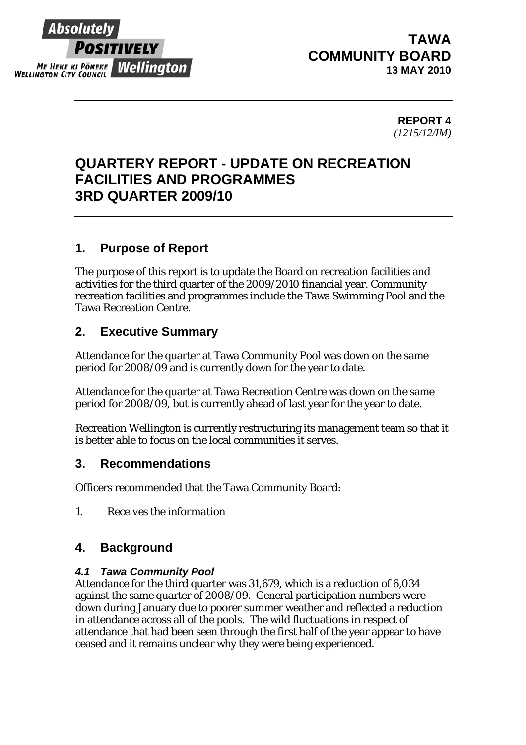Absolutely POSITIVELY Wellington
ME HEKE KI PŌNEKE
WELLINGTON CITY COUNCIL

**TAWA COMMUNITY BOARD**
**13 MAY 2010**

**REPORT 4**
*(1215/12/IM)*

# QUARTERY REPORT - UPDATE ON RECREATION FACILITIES AND PROGRAMMES 3RD QUARTER 2009/10

## 1. Purpose of Report

The purpose of this report is to update the Board on recreation facilities and activities for the third quarter of the 2009/2010 financial year. Community recreation facilities and programmes include the Tawa Swimming Pool and the Tawa Recreation Centre.

## 2. Executive Summary

Attendance for the quarter at Tawa Community Pool was down on the same period for 2008/09 and is currently down for the year to date.

Attendance for the quarter at Tawa Recreation Centre was down on the same period for 2008/09, but is currently ahead of last year for the year to date.

Recreation Wellington is currently restructuring its management team so that it is better able to focus on the local communities it serves.

## 3. Recommendations

Officers recommended that the Tawa Community Board:

1. *Receives the information*

## 4. Background

#### *4.1 Tawa Community Pool*

Attendance for the third quarter was 31,679, which is a reduction of 6,034 against the same quarter of 2008/09. General participation numbers were down during January due to poorer summer weather and reflected a reduction in attendance across all of the pools. The wild fluctuations in respect of attendance that had been seen through the first half of the year appear to have ceased and it remains unclear why they were being experienced.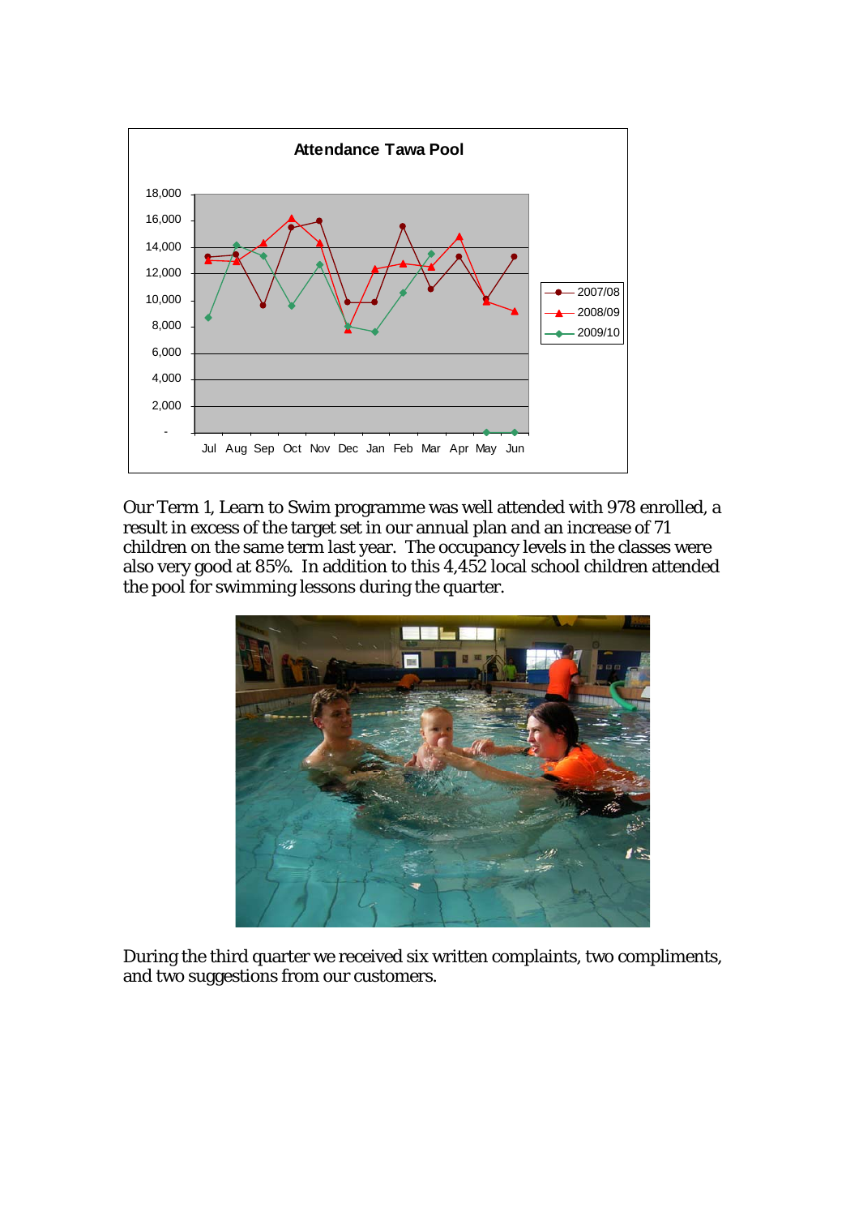Our Term 1, Learn to Swim programme was well attended with 978 enrolled, a result in excess of the target set in our annual plan and an increase of 71 children on the same term last year. The occupancy levels in the classes were also very good at 85%. In addition to this 4,452 local school children attended the pool for swimming lessons during the quarter.

During the third quarter we received six written complaints, two compliments, and two suggestions from our customers.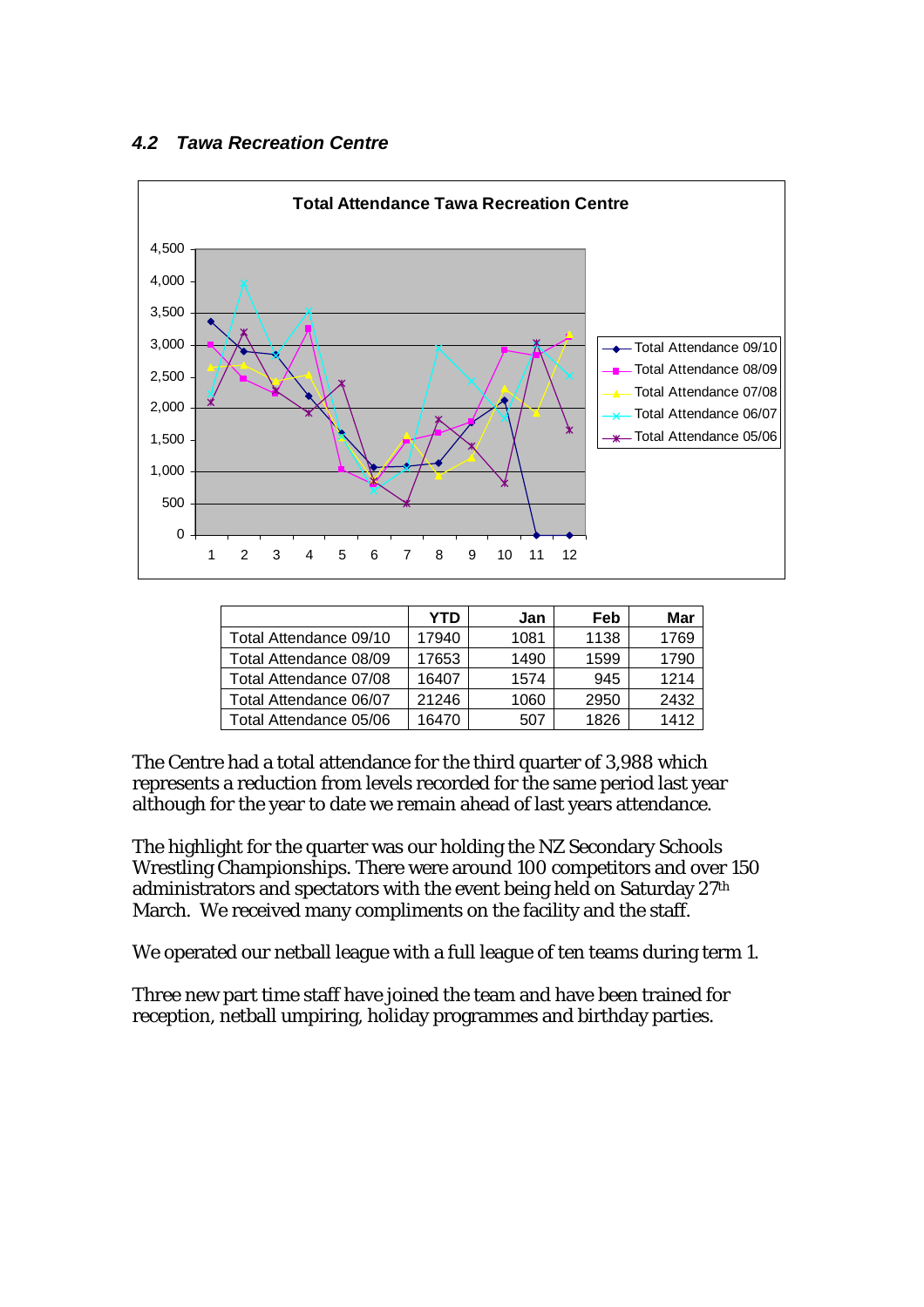### *4.2 Tawa Recreation Centre*

|  | YTD | Jan | Feb | Mar |
|---|---|---|---|---|
| Total Attendance 09/10 | 17940 | 1081 | 1138 | 1769 |
| Total Attendance 08/09 | 17653 | 1490 | 1599 | 1790 |
| Total Attendance 07/08 | 16407 | 1574 | 945 | 1214 |
| Total Attendance 06/07 | 21246 | 1060 | 2950 | 2432 |
| Total Attendance 05/06 | 16470 | 507 | 1826 | 1412 |

The Centre had a total attendance for the third quarter of 3,988 which represents a reduction from levels recorded for the same period last year although for the year to date we remain ahead of last years attendance.

The highlight for the quarter was our holding the NZ Secondary Schools Wrestling Championships. There were around 100 competitors and over 150 administrators and spectators with the event being held on Saturday 27th March. We received many compliments on the facility and the staff.

We operated our netball league with a full league of ten teams during term 1.

Three new part time staff have joined the team and have been trained for reception, netball umpiring, holiday programmes and birthday parties.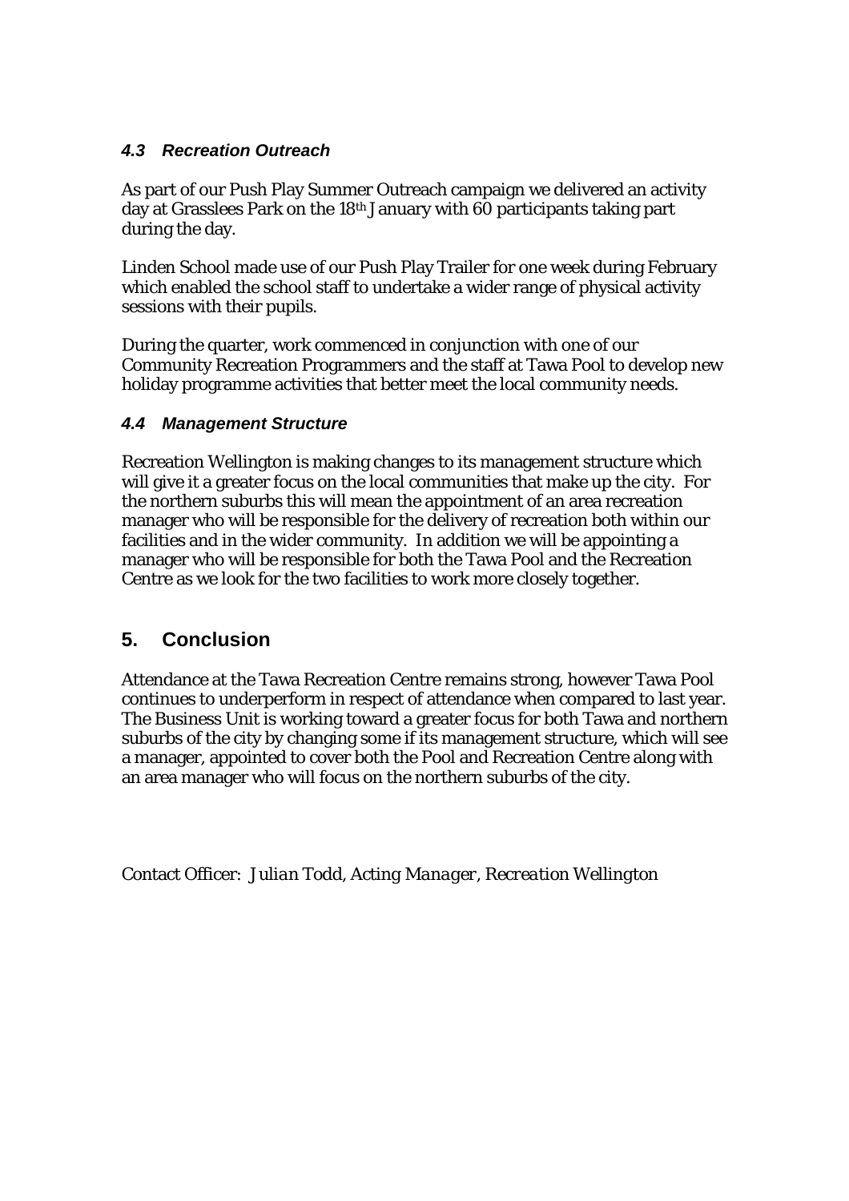### *4.3 Recreation Outreach*

As part of our Push Play Summer Outreach campaign we delivered an activity day at Grasslees Park on the 18th January with 60 participants taking part during the day.

Linden School made use of our Push Play Trailer for one week during February which enabled the school staff to undertake a wider range of physical activity sessions with their pupils.

During the quarter, work commenced in conjunction with one of our Community Recreation Programmers and the staff at Tawa Pool to develop new holiday programme activities that better meet the local community needs.

### *4.4 Management Structure*

Recreation Wellington is making changes to its management structure which will give it a greater focus on the local communities that make up the city. For the northern suburbs this will mean the appointment of an area recreation manager who will be responsible for the delivery of recreation both within our facilities and in the wider community. In addition we will be appointing a manager who will be responsible for both the Tawa Pool and the Recreation Centre as we look for the two facilities to work more closely together.

## 5. Conclusion

Attendance at the Tawa Recreation Centre remains strong, however Tawa Pool continues to underperform in respect of attendance when compared to last year. The Business Unit is working toward a greater focus for both Tawa and northern suburbs of the city by changing some if its management structure, which will see a manager, appointed to cover both the Pool and Recreation Centre along with an area manager who will focus on the northern suburbs of the city.

Contact Officer: *Julian Todd, Acting Manager, Recreation Wellington*